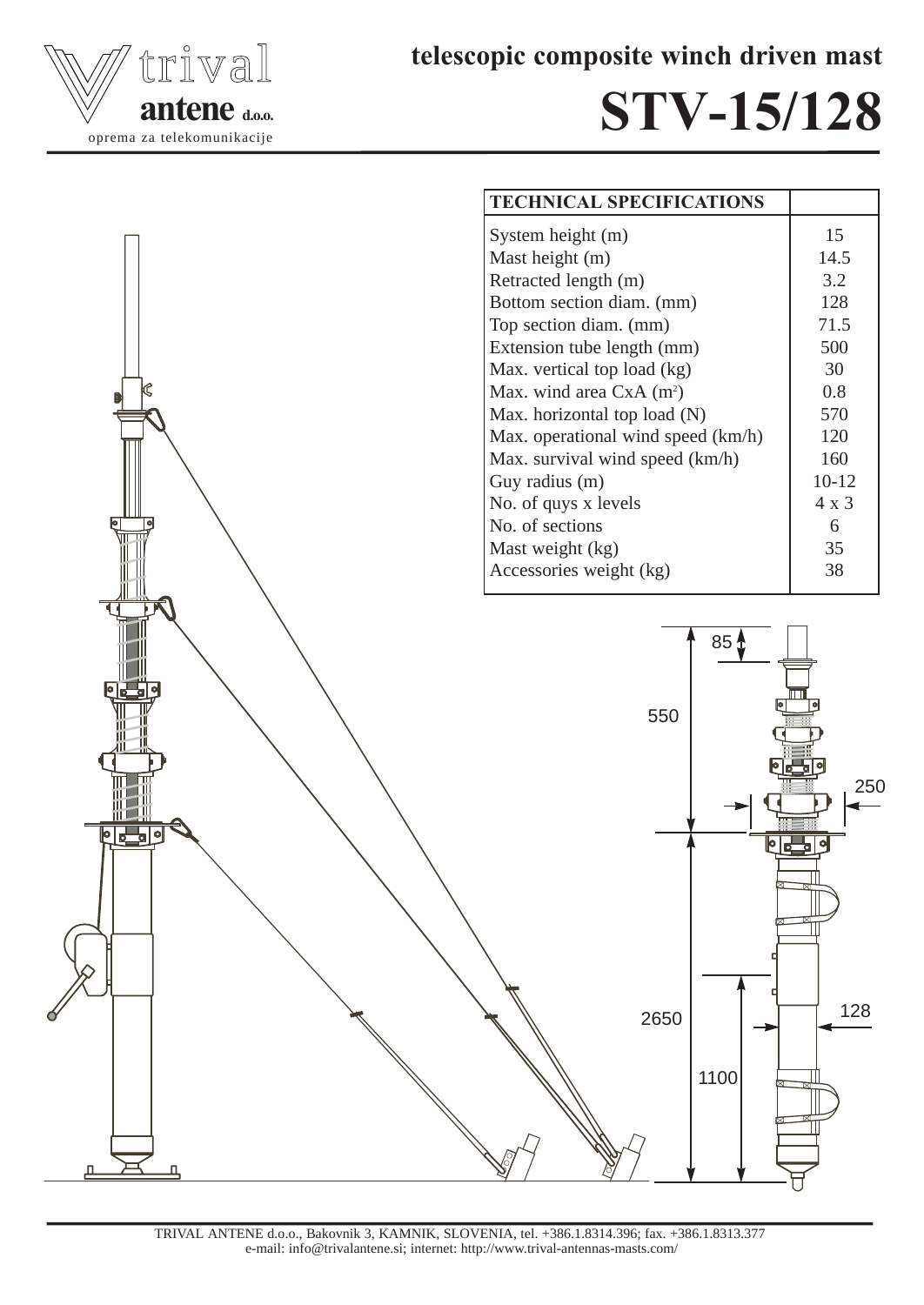trival
**antene d.o.o.**
oprema za telekomunikacije

## telescopic composite winch driven mast

# STV-15/128

| TECHNICAL SPECIFICATIONS | |
|---|---|
| System height (m) | 15 |
| Mast height (m) | 14.5 |
| Retracted length (m) | 3.2 |
| Bottom section diam. (mm) | 128 |
| Top section diam. (mm) | 71.5 |
| Extension tube length (mm) | 500 |
| Max. vertical top load (kg) | 30 |
| Max. wind area CxA ($m^2$) | 0.8 |
| Max. horizontal top load (N) | 570 |
| Max. operational wind speed (km/h) | 120 |
| Max. survival wind speed (km/h) | 160 |
| Guy radius (m) | 10-12 |
| No. of quys x levels | 4 x 3 |
| No. of sections | 6 |
| Mast weight (kg) | 35 |
| Accessories weight (kg) | 38 |

85
550
250
2650
1100
128

TRIVAL ANTENE d.o.o., Bakovnik 3, KAMNIK, SLOVENIA, tel. +386.1.8314.396; fax. +386.1.8313.377
e-mail: info@trivalantene.si; internet: http://www.trival-antennas-masts.com/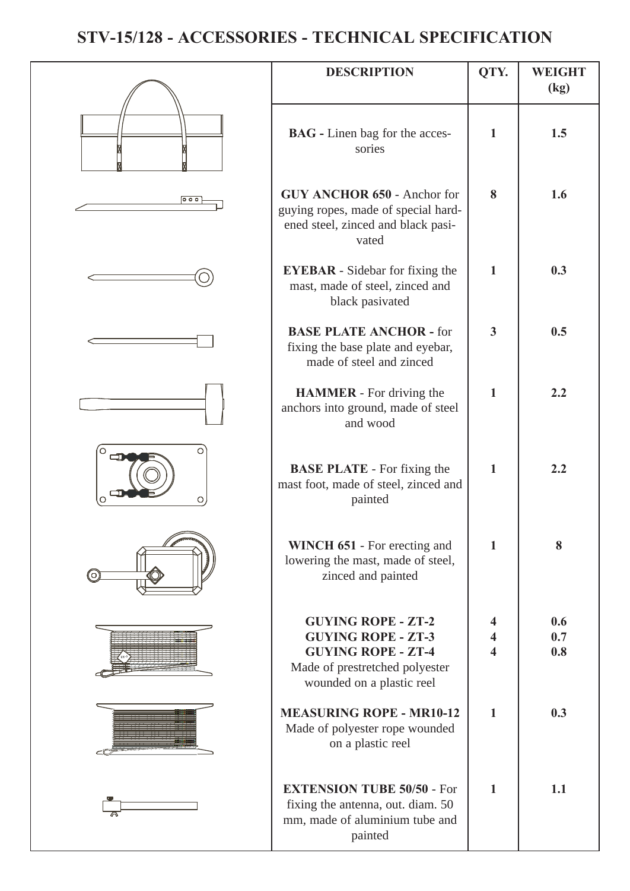# STV-15/128 - ACCESSORIES - TECHNICAL SPECIFICATION

| | DESCRIPTION | QTY. | WEIGHT (kg) |
|---|---|---|---|
| | **BAG -** Linen bag for the accessories | **1** | **1.5** |
| | **GUY ANCHOR 650** - Anchor for guying ropes, made of special hardened steel, zinced and black pasivated | **8** | **1.6** |
| | **EYEBAR** - Sidebar for fixing the mast, made of steel, zinced and black pasivated | **1** | **0.3** |
| | **BASE PLATE ANCHOR -** for fixing the base plate and eyebar, made of steel and zinced | **3** | **0.5** |
| | **HAMMER** - For driving the anchors into ground, made of steel and wood | **1** | **2.2** |
| | **BASE PLATE** - For fixing the mast foot, made of steel, zinced and painted | **1** | **2.2** |
| | **WINCH 651** - For erecting and lowering the mast, made of steel, zinced and painted | **1** | **8** |
| | **GUYING ROPE - ZT-2**<br>**GUYING ROPE - ZT-3**<br>**GUYING ROPE - ZT-4**<br>Made of prestretched polyester wounded on a plastic reel | **4**<br>**4**<br>**4** | **0.6**<br>**0.7**<br>**0.8** |
| | **MEASURING ROPE - MR10-12**<br>Made of polyester rope wounded on a plastic reel | **1** | **0.3** |
| | **EXTENSION TUBE 50/50** - For fixing the antenna, out. diam. 50 mm, made of aluminium tube and painted | **1** | **1.1** |